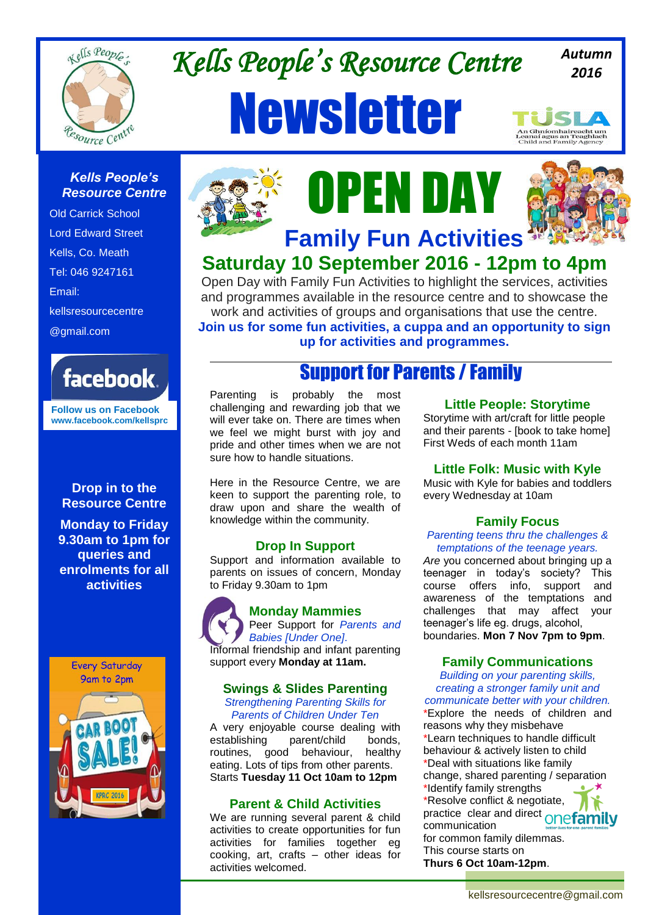# Kells People's Resource Centre

# Newsletter

**Autumn 2016**

**Kells People's Resource Centre**

Old Carrick School
Lord Edward Street
Kells, Co. Meath
Tel: 046 9247161
Email:
kellsresourcecentre@gmail.com

facebook

**Follow us on Facebook**
**www.facebook.com/kellsprc**

**Drop in to the Resource Centre**

**Monday to Friday 9.30am to 1pm for queries and enrolments for all activities**

Every Saturday 9am to 2pm
CAR BOOT SALE!
KPRC 2016

# OPEN DAY

## Family Fun Activities

## Saturday 10 September 2016 - 12pm to 4pm

Open Day with Family Fun Activities to highlight the services, activities and programmes available in the resource centre and to showcase the work and activities of groups and organisations that use the centre.

**Join us for some fun activities, a cuppa and an opportunity to sign up for activities and programmes.**

## Support for Parents / Family

Parenting is probably the most challenging and rewarding job that we will ever take on. There are times when we feel we might burst with joy and pride and other times when we are not sure how to handle situations.

Here in the Resource Centre, we are keen to support the parenting role, to draw upon and share the wealth of knowledge within the community.

### Drop In Support

Support and information available to parents on issues of concern, Monday to Friday 9.30am to 1pm

### Monday Mammies

Peer Support for *Parents and Babies [Under One]*.
Informal friendship and infant parenting support every **Monday at 11am.**

### Swings & Slides Parenting

*Strengthening Parenting Skills for Parents of Children Under Ten*

A very enjoyable course dealing with establishing parent/child bonds, routines, good behaviour, healthy eating. Lots of tips from other parents.
Starts **Tuesday 11 Oct 10am to 12pm**

### Parent & Child Activities

We are running several parent & child activities to create opportunities for fun activities for families together eg cooking, art, crafts – other ideas for activities welcomed.

### Little People: Storytime

Storytime with art/craft for little people and their parents - [book to take home]
First Weds of each month 11am

### Little Folk: Music with Kyle

Music with Kyle for babies and toddlers every Wednesday at 10am

### Family Focus

*Parenting teens thru the challenges & temptations of the teenage years.*

*Are* you concerned about bringing up a teenager in today's society? This course offers info, support and awareness of the temptations and challenges that may affect your teenager's life eg. drugs, alcohol, boundaries. **Mon 7 Nov 7pm to 9pm**.

### Family Communications

*Building on your parenting skills, creating a stronger family unit and communicate better with your children.*

*Explore the needs of children and reasons why they misbehave
*Learn techniques to handle difficult behaviour & actively listen to child
*Deal with situations like family change, shared parenting / separation
*Identify family strengths
*Resolve conflict & negotiate, practice clear and direct communication for common family dilemmas.

This course starts on **Thurs 6 Oct 10am-12pm**.

onefamily

kellsresourcecentre@gmail.com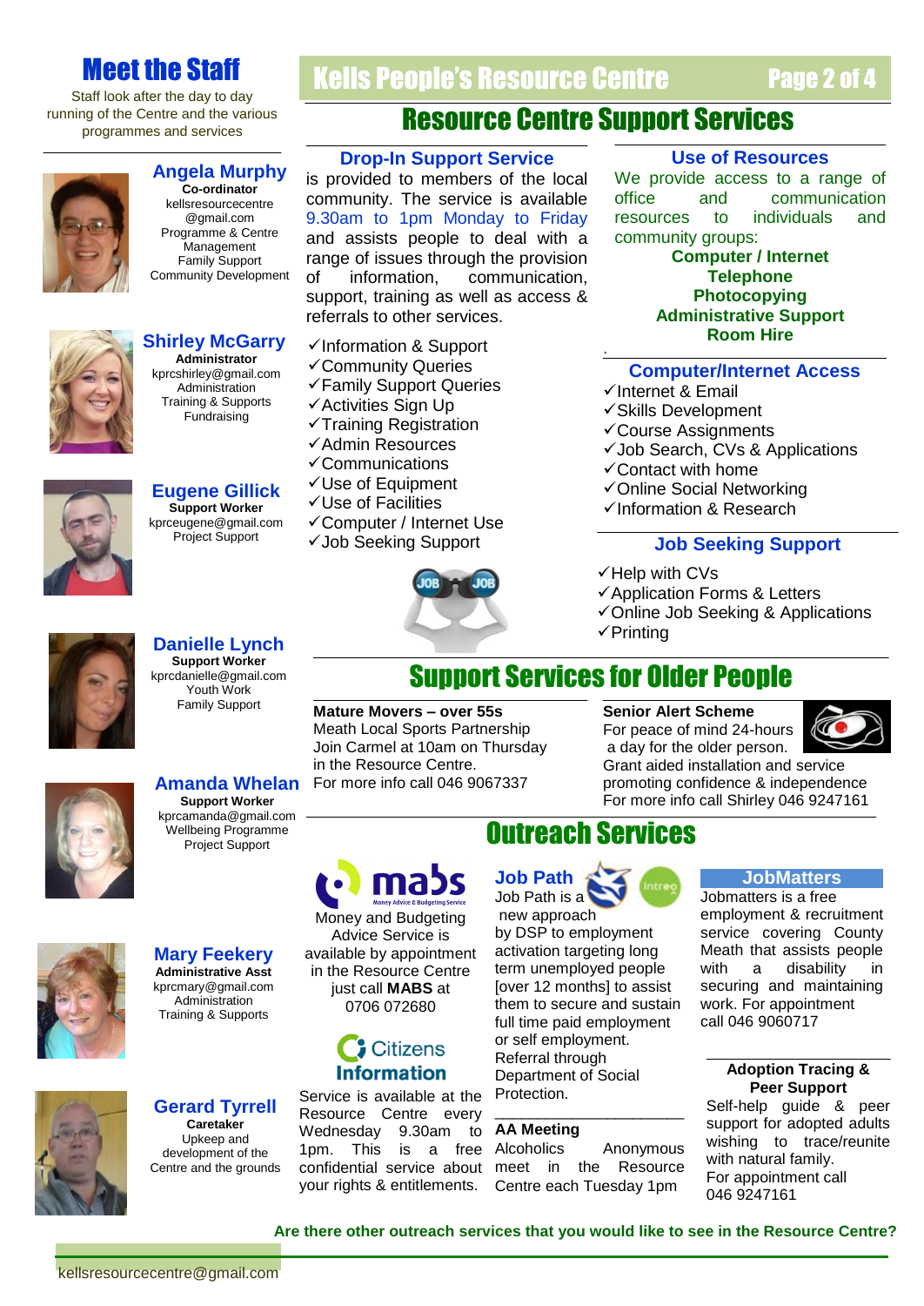# Meet the Staff

Staff look after the day to day running of the Centre and the various programmes and services

**Angela Murphy**
**Co-ordinator**
kellsresourcecentre@gmail.com
Programme & Centre Management
Family Support
Community Development

**Shirley McGarry**
**Administrator**
kprcshirley@gmail.com
Administration
Training & Supports
Fundraising

**Eugene Gillick**
**Support Worker**
kprceugene@gmail.com
Project Support

**Danielle Lynch**
**Support Worker**
kprcdanielle@gmail.com
Youth Work
Family Support

**Amanda Whelan**
**Support Worker**
kprcamanda@gmail.com
Wellbeing Programme
Project Support

**Mary Feekery**
**Administrative Asst**
kprcmary@gmail.com
Administration
Training & Supports

**Gerard Tyrrell**
**Caretaker**
Upkeep and development of the Centre and the grounds

# Kells People's Resource Centre

## Resource Centre Support Services

### Drop-In Support Service

is provided to members of the local community. The service is available 9.30am to 1pm Monday to Friday and assists people to deal with a range of issues through the provision of information, communication, support, training as well as access & referrals to other services.

- ✓Information & Support
- ✓Community Queries
- ✓Family Support Queries
- ✓Activities Sign Up
- ✓Training Registration
- ✓Admin Resources
- ✓Communications
- ✓Use of Equipment
- ✓Use of Facilities
- ✓Computer / Internet Use
- ✓Job Seeking Support

### Use of Resources

We provide access to a range of office and communication resources to individuals and community groups:

**Computer / Internet**
**Telephone**
**Photocopying**
**Administrative Support**
**Room Hire**

### Computer/Internet Access

- ✓Internet & Email
- ✓Skills Development
- ✓Course Assignments
- ✓Job Search, CVs & Applications
- ✓Contact with home
- ✓Online Social Networking
- ✓Information & Research

### Job Seeking Support

- ✓Help with CVs
- ✓Application Forms & Letters
- ✓Online Job Seeking & Applications
- ✓Printing

## Support Services for Older People

**Mature Movers – over 55s**
Meath Local Sports Partnership
Join Carmel at 10am on Thursday in the Resource Centre.
For more info call 046 9067337

**Senior Alert Scheme**
For peace of mind 24-hours a day for the older person.
Grant aided installation and service promoting confidence & independence
For more info call Shirley 046 9247161

## Outreach Services

**mabs**
Money and Budgeting Advice Service is available by appointment in the Resource Centre just call **MABS** at 0706 072680

**Citizens Information**
Service is available at the Resource Centre every Wednesday 9.30am to 1pm. This is a free confidential service about your rights & entitlements.

**Job Path**
Job Path is a new approach by DSP to employment activation targeting long term unemployed people [over 12 months] to assist them to secure and sustain full time paid employment or self employment. Referral through Department of Social Protection.

**AA Meeting**
Alcoholics Anonymous meet in the Resource Centre each Tuesday 1pm

**JobMatters**
Jobmatters is a free employment & recruitment service covering County Meath that assists people with a disability in securing and maintaining work. For appointment call 046 9060717

**Adoption Tracing & Peer Support**
Self-help guide & peer support for adopted adults wishing to trace/reunite with natural family.
For appointment call 046 9247161

**Are there other outreach services that you would like to see in the Resource Centre?**

kellsresourcecentre@gmail.com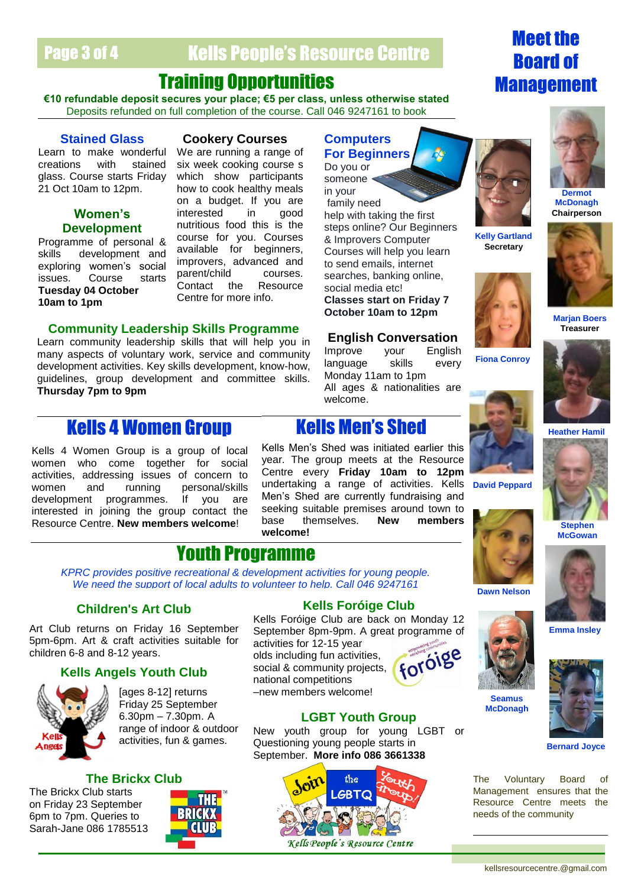# Kells People's Resource Centre

## Training Opportunities

**€10 refundable deposit secures your place; €5 per class, unless otherwise stated**

Deposits refunded on full completion of the course. Call 046 9247161 to book

### Stained Glass

Learn to make wonderful creations with stained glass. Course starts Friday 21 Oct 10am to 12pm.

### Women's Development

Programme of personal & skills development and exploring women's social issues. Course starts **Tuesday 04 October 10am to 1pm**

### Cookery Courses

We are running a range of six week cooking course s which show participants how to cook healthy meals on a budget. If you are interested in good nutritious food this is the course for you. Courses available for beginners, improvers, advanced and parent/child courses. Contact the Resource Centre for more info.

### Computers For Beginners

Do you or someone in your family need help with taking the first steps online? Our Beginners & Improvers Computer Courses will help you learn to send emails, internet searches, banking online, social media etc! **Classes start on Friday 7 October 10am to 12pm**

### Community Leadership Skills Programme

Learn community leadership skills that will help you in many aspects of voluntary work, service and community development activities. Key skills development, know-how, guidelines, group development and committee skills. **Thursday 7pm to 9pm**

### English Conversation

Improve your English language skills every Monday 11am to 1pm

All ages & nationalities are welcome.

## Kells 4 Women Group

Kells 4 Women Group is a group of local women who come together for social activities, addressing issues of concern to women and running personal/skills development programmes. If you are interested in joining the group contact the Resource Centre. **New members welcome**!

## Kells Men's Shed

Kells Men's Shed was initiated earlier this year. The group meets at the Resource Centre every **Friday 10am to 12pm** undertaking a range of activities. Kells Men's Shed are currently fundraising and seeking suitable premises around town to base themselves. **New members welcome!**

## Youth Programme

*KPRC provides positive recreational & development activities for young people.*
*We need the support of local adults to volunteer to help. Call 046 9247161*

### Children's Art Club

Art Club returns on Friday 16 September 5pm-6pm. Art & craft activities suitable for children 6-8 and 8-12 years.

### Kells Angels Youth Club

[ages 8-12] returns Friday 25 September 6.30pm – 7.30pm. A range of indoor & outdoor activities, fun & games.

### The Brickx Club

The Brickx Club starts on Friday 23 September 6pm to 7pm. Queries to Sarah-Jane 086 1785513

### Kells Foróige Club

Kells Foróige Club are back on Monday 12 September 8pm-9pm. A great programme of activities for 12-15 year olds including fun activities, social & community projects, national competitions –new members welcome!

### LGBT Youth Group

New youth group for young LGBT or Questioning young people starts in September. **More info 086 3661338**

## Meet the Board of Management

- **Dermot McDonagh** – Chairperson
- **Kelly Gartland** – Secretary
- **Marjan Boers** – Treasurer
- **Fiona Conroy**
- **Heather Hamil**
- **David Peppard**
- **Stephen McGowan**
- **Dawn Nelson**
- **Emma Insley**
- **Seamus McDonagh**
- **Bernard Joyce**

The Voluntary Board of Management ensures that the Resource Centre meets the needs of the community

kellsresourcecentre.@gmail.com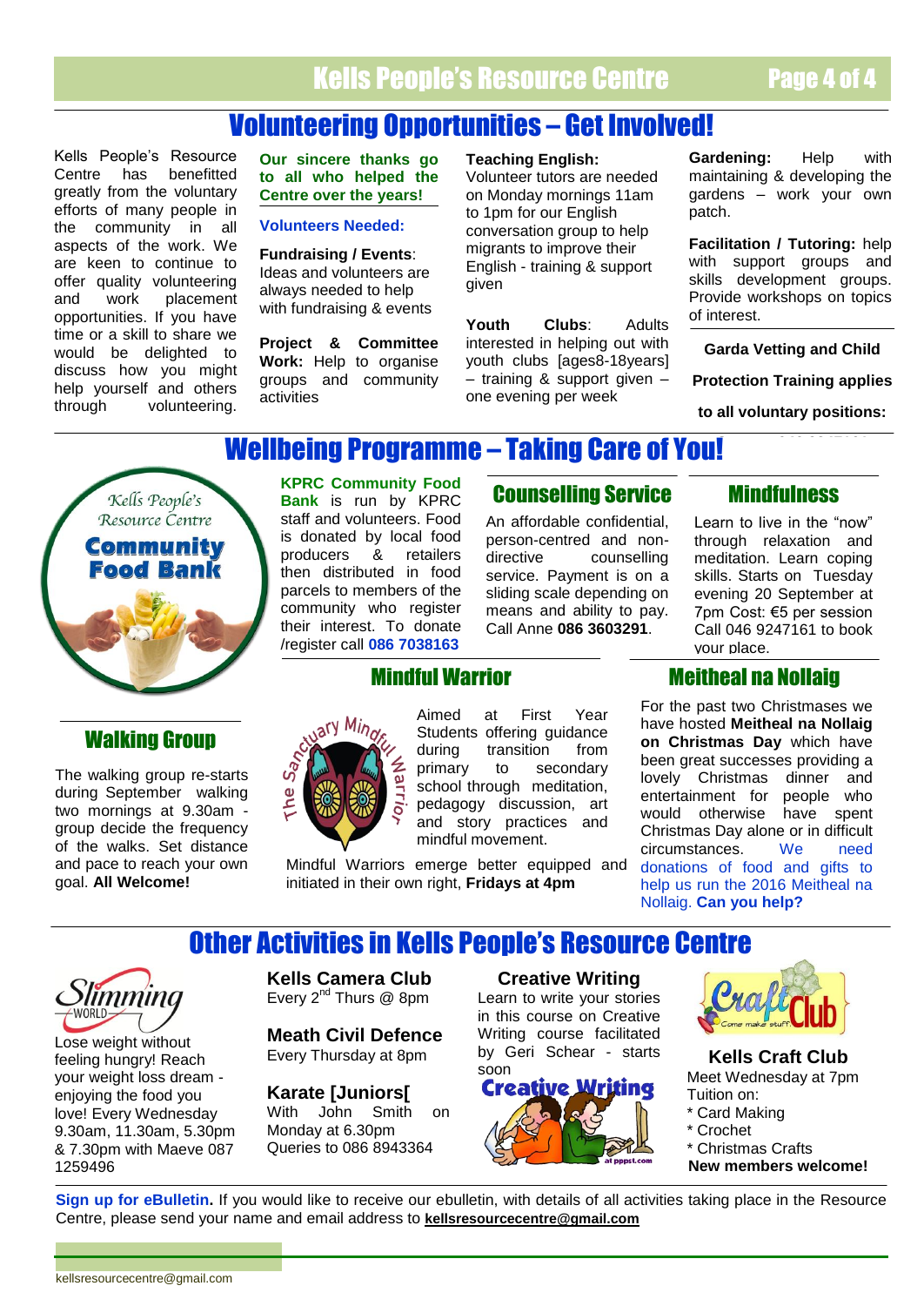## Volunteering Opportunities – Get Involved!

Kells People's Resource Centre has benefitted greatly from the voluntary efforts of many people in the community in all aspects of the work. We are keen to continue to offer quality volunteering and work placement opportunities. If you have time or a skill to share we would be delighted to discuss how you might help yourself and others through volunteering.

**Our sincere thanks go to all who helped the Centre over the years!**

**Volunteers Needed:**

**Fundraising / Events**: Ideas and volunteers are always needed to help with fundraising & events

**Project & Committee Work:** Help to organise groups and community activities

**Teaching English:** Volunteer tutors are needed on Monday mornings 11am to 1pm for our English conversation group to help migrants to improve their English - training & support given

**Youth Clubs**: Adults interested in helping out with youth clubs [ages8-18years] – training & support given – one evening per week

**Gardening:** Help with maintaining & developing the gardens – work your own patch.

**Facilitation / Tutoring:** help with support groups and skills development groups. Provide workshops on topics of interest.

**Garda Vetting and Child Protection Training applies to all voluntary positions:**

## Wellbeing Programme – Taking Care of You!

Kells People's Resource Centre Community Food Bank

**KPRC Community Food Bank** is run by KPRC staff and volunteers. Food is donated by local food producers & retailers then distributed in food parcels to members of the community who register their interest. To donate /register call **086 7038163**

### Counselling Service

An affordable confidential, person-centred and non-directive counselling service. Payment is on a sliding scale depending on means and ability to pay. Call Anne **086 3603291**.

### Mindfulness

Learn to live in the "now" through relaxation and meditation. Learn coping skills. Starts on Tuesday evening 20 September at 7pm Cost: €5 per session Call 046 9247161 to book your place.

### Walking Group

The walking group re-starts during September walking two mornings at 9.30am - group decide the frequency of the walks. Set distance and pace to reach your own goal. **All Welcome!**

### Mindful Warrior

The Sanctuary Mindful Warrior

Aimed at First Year Students offering guidance during transition from primary to secondary school through meditation, pedagogy discussion, art and story practices and mindful movement.

Mindful Warriors emerge better equipped and initiated in their own right, **Fridays at 4pm**

### Meitheal na Nollaig

For the past two Christmases we have hosted **Meitheal na Nollaig on Christmas Day** which have been great successes providing a lovely Christmas dinner and entertainment for people who would otherwise have spent Christmas Day alone or in difficult circumstances. We need donations of food and gifts to help us run the 2016 Meitheal na Nollaig. **Can you help?**

## Other Activities in Kells People's Resource Centre

Slimming World

Lose weight without feeling hungry! Reach your weight loss dream - enjoying the food you love! Every Wednesday 9.30am, 11.30am, 5.30pm & 7.30pm with Maeve 087 1259496

**Kells Camera Club**
Every 2nd Thurs @ 8pm

**Meath Civil Defence**
Every Thursday at 8pm

**Karate [Juniors[**
With John Smith on Monday at 6.30pm
Queries to 086 8943364

**Creative Writing**
Learn to write your stories in this course on Creative Writing course facilitated by Geri Schear - starts soon

Craft Club – Come make stuff

**Kells Craft Club**
Meet Wednesday at 7pm
Tuition on:
* Card Making
* Crochet
* Christmas Crafts

**New members welcome!**

**Sign up for eBulletin.** If you would like to receive our ebulletin, with details of all activities taking place in the Resource Centre, please send your name and email address to **kellsresourcecentre@gmail.com**

kellsresourcecentre@gmail.com